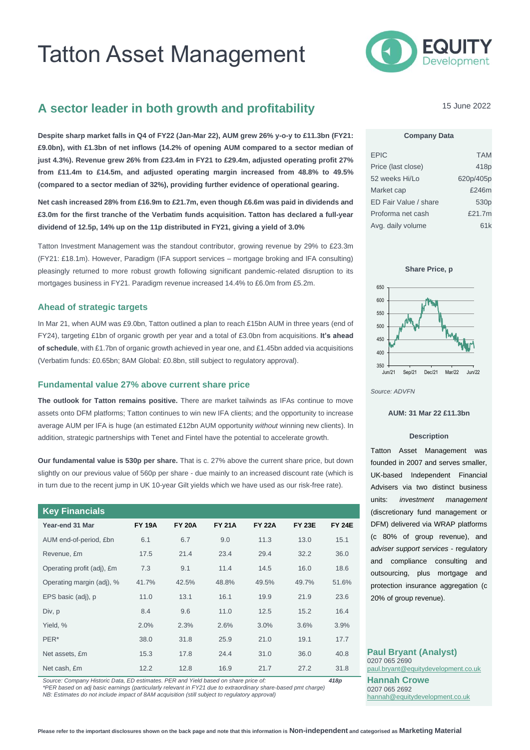# Tatton Asset Management

## A sector leader in both growth and profitability

15 June 2022

**Despite sharp market falls in Q4 of FY22 (Jan-Mar 22), AUM grew 26% y-o-y to £11.3bn (FY21: £9.0bn), with £1.3bn of net inflows (14.2% of opening AUM compared to a sector median of just 4.3%). Revenue grew 26% from £23.4m in FY21 to £29.4m, adjusted operating profit 27% from £11.4m to £14.5m, and adjusted operating margin increased from 48.8% to 49.5% (compared to a sector median of 32%), providing further evidence of operational gearing.**

**Net cash increased 28% from £16.9m to £21.7m, even though £6.6m was paid in dividends and £3.0m for the first tranche of the Verbatim funds acquisition. Tatton has declared a full-year dividend of 12.5p, 14% up on the 11p distributed in FY21, giving a yield of 3.0%**

Tatton Investment Management was the standout contributor, growing revenue by 29% to £23.3m (FY21: £18.1m). However, Paradigm (IFA support services – mortgage broking and IFA consulting) pleasingly returned to more robust growth following significant pandemic-related disruption to its mortgages business in FY21. Paradigm revenue increased 14.4% to £6.0m from £5.2m.

### Ahead of strategic targets

In Mar 21, when AUM was £9.0bn, Tatton outlined a plan to reach £15bn AUM in three years (end of FY24), targeting £1bn of organic growth per year and a total of £3.0bn from acquisitions. **It's ahead of schedule**, with £1.7bn of organic growth achieved in year one, and £1.45bn added via acquisitions (Verbatim funds: £0.65bn; 8AM Global: £0.8bn, still subject to regulatory approval).

### Fundamental value 27% above current share price

**The outlook for Tatton remains positive.** There are market tailwinds as IFAs continue to move assets onto DFM platforms; Tatton continues to win new IFA clients; and the opportunity to increase average AUM per IFA is huge (an estimated £12bn AUM opportunity *without* winning new clients). In addition, strategic partnerships with Tenet and Fintel have the potential to accelerate growth.

**Our fundamental value is 530p per share.** That is c. 27% above the current share price, but down slightly on our previous value of 560p per share - due mainly to an increased discount rate (which is in turn due to the recent jump in UK 10-year Gilt yields which we have used as our risk-free rate).

**Key Financials**

| Year-end 31 Mar | FY 19A | FY 20A | FY 21A | FY 22A | FY 23E | FY 24E |
|---|---|---|---|---|---|---|
| AUM end-of-period, £bn | 6.1 | 6.7 | 9.0 | 11.3 | 13.0 | 15.1 |
| Revenue, £m | 17.5 | 21.4 | 23.4 | 29.4 | 32.2 | 36.0 |
| Operating profit (adj), £m | 7.3 | 9.1 | 11.4 | 14.5 | 16.0 | 18.6 |
| Operating margin (adj), % | 41.7% | 42.5% | 48.8% | 49.5% | 49.7% | 51.6% |
| EPS basic (adj), p | 11.0 | 13.1 | 16.1 | 19.9 | 21.9 | 23.6 |
| Div, p | 8.4 | 9.6 | 11.0 | 12.5 | 15.2 | 16.4 |
| Yield, % | 2.0% | 2.3% | 2.6% | 3.0% | 3.6% | 3.9% |
| PER* | 38.0 | 31.8 | 25.9 | 21.0 | 19.1 | 17.7 |
| Net assets, £m | 15.3 | 17.8 | 24.4 | 31.0 | 36.0 | 40.8 |
| Net cash, £m | 12.2 | 12.8 | 16.9 | 21.7 | 27.2 | 31.8 |

*Source: Company Historic Data, ED estimates. PER and Yield based on share price of: **418p***
*\*PER based on adj basic earnings (particularly relevant in FY21 due to extraordinary share-based pmt charge)*
*NB: Estimates do not include impact of 8AM acquisition (still subject to regulatory approval)*

**Company Data**

| | |
|---|---|
| EPIC | TAM |
| Price (last close) | 418p |
| 52 weeks Hi/Lo | 620p/405p |
| Market cap | £246m |
| ED Fair Value / share | 530p |
| Proforma net cash | £21.7m |
| Avg. daily volume | 61k |

**Share Price, p**

*Source: ADVFN*

**AUM: 31 Mar 22 £11.3bn**

**Description**

Tatton Asset Management was founded in 2007 and serves smaller, UK-based Independent Financial Advisers via two distinct business units: *investment management* (discretionary fund management or DFM) delivered via WRAP platforms (c 80% of group revenue), and *adviser support services* - regulatory and compliance consulting and outsourcing, plus mortgage and protection insurance aggregation (c 20% of group revenue).

**Paul Bryant (Analyst)**
0207 065 2690
paul.bryant@equitydevelopment.co.uk

**Hannah Crowe**
0207 065 2692
hannah@equitydevelopment.co.uk

Please refer to the important disclosures shown on the back page and note that this information is **Non-independent** and categorised as **Marketing Material**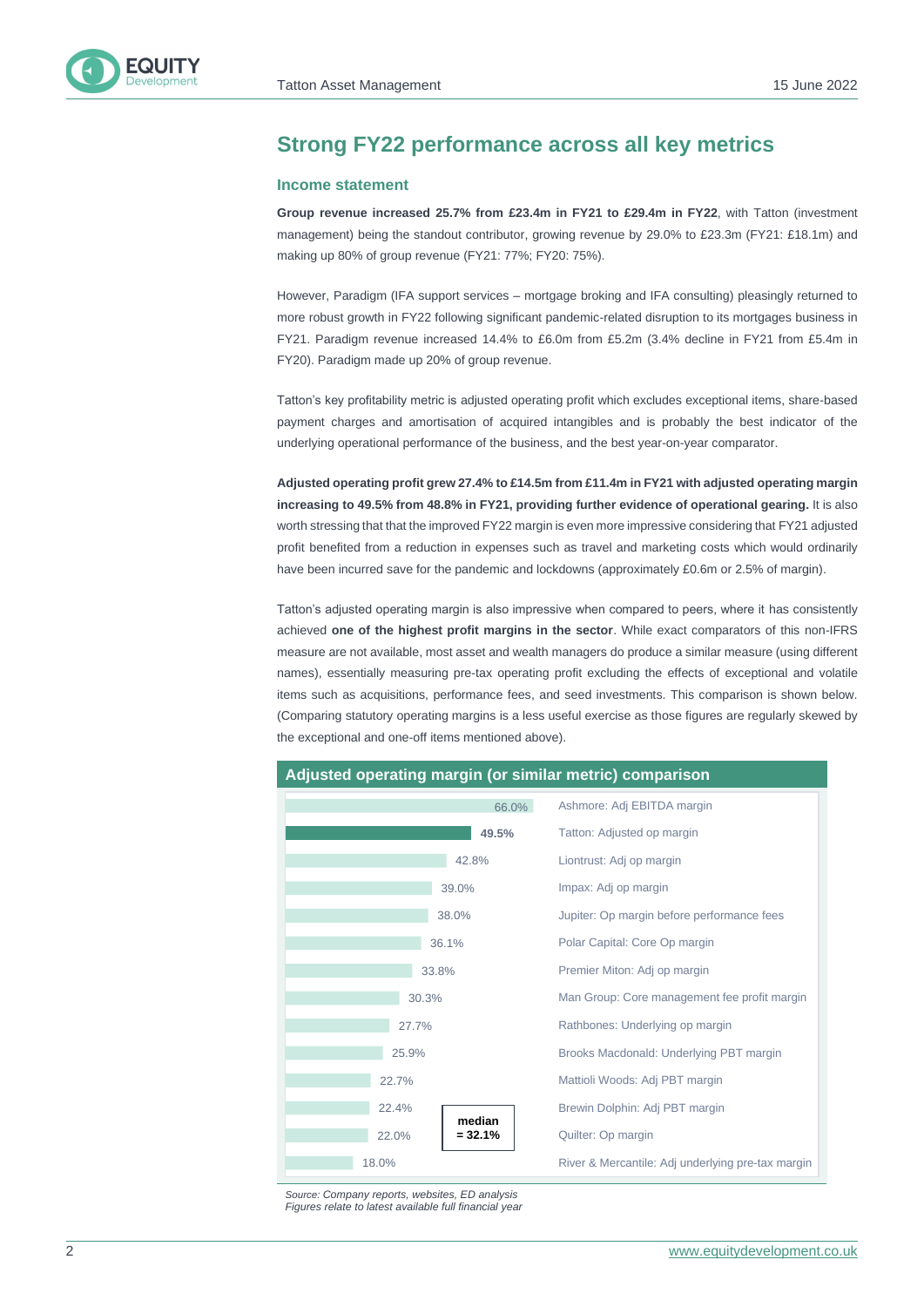## Strong FY22 performance across all key metrics

### Income statement

**Group revenue increased 25.7% from £23.4m in FY21 to £29.4m in FY22**, with Tatton (investment management) being the standout contributor, growing revenue by 29.0% to £23.3m (FY21: £18.1m) and making up 80% of group revenue (FY21: 77%; FY20: 75%).

However, Paradigm (IFA support services – mortgage broking and IFA consulting) pleasingly returned to more robust growth in FY22 following significant pandemic-related disruption to its mortgages business in FY21. Paradigm revenue increased 14.4% to £6.0m from £5.2m (3.4% decline in FY21 from £5.4m in FY20). Paradigm made up 20% of group revenue.

Tatton's key profitability metric is adjusted operating profit which excludes exceptional items, share-based payment charges and amortisation of acquired intangibles and is probably the best indicator of the underlying operational performance of the business, and the best year-on-year comparator.

**Adjusted operating profit grew 27.4% to £14.5m from £11.4m in FY21 with adjusted operating margin increasing to 49.5% from 48.8% in FY21, providing further evidence of operational gearing.** It is also worth stressing that that the improved FY22 margin is even more impressive considering that FY21 adjusted profit benefited from a reduction in expenses such as travel and marketing costs which would ordinarily have been incurred save for the pandemic and lockdowns (approximately £0.6m or 2.5% of margin).

Tatton's adjusted operating margin is also impressive when compared to peers, where it has consistently achieved **one of the highest profit margins in the sector**. While exact comparators of this non-IFRS measure are not available, most asset and wealth managers do produce a similar measure (using different names), essentially measuring pre-tax operating profit excluding the effects of exceptional and volatile items such as acquisitions, performance fees, and seed investments. This comparison is shown below. (Comparing statutory operating margins is a less useful exercise as those figures are regularly skewed by the exceptional and one-off items mentioned above).

**Adjusted operating margin (or similar metric) comparison**

| Margin | Company: Metric |
|---|---|
| 66.0% | Ashmore: Adj EBITDA margin |
| **49.5%** | Tatton: Adjusted op margin |
| 42.8% | Liontrust: Adj op margin |
| 39.0% | Impax: Adj op margin |
| 38.0% | Jupiter: Op margin before performance fees |
| 36.1% | Polar Capital: Core Op margin |
| 33.8% | Premier Miton: Adj op margin |
| 30.3% | Man Group: Core management fee profit margin |
| 27.7% | Rathbones: Underlying op margin |
| 25.9% | Brooks Macdonald: Underlying PBT margin |
| 22.7% | Mattioli Woods: Adj PBT margin |
| 22.4% | Brewin Dolphin: Adj PBT margin |
| 22.0% | Quilter: Op margin |
| 18.0% | River & Mercantile: Adj underlying pre-tax margin |

**median = 32.1%**

*Source: Company reports, websites, ED analysis*
*Figures relate to latest available full financial year*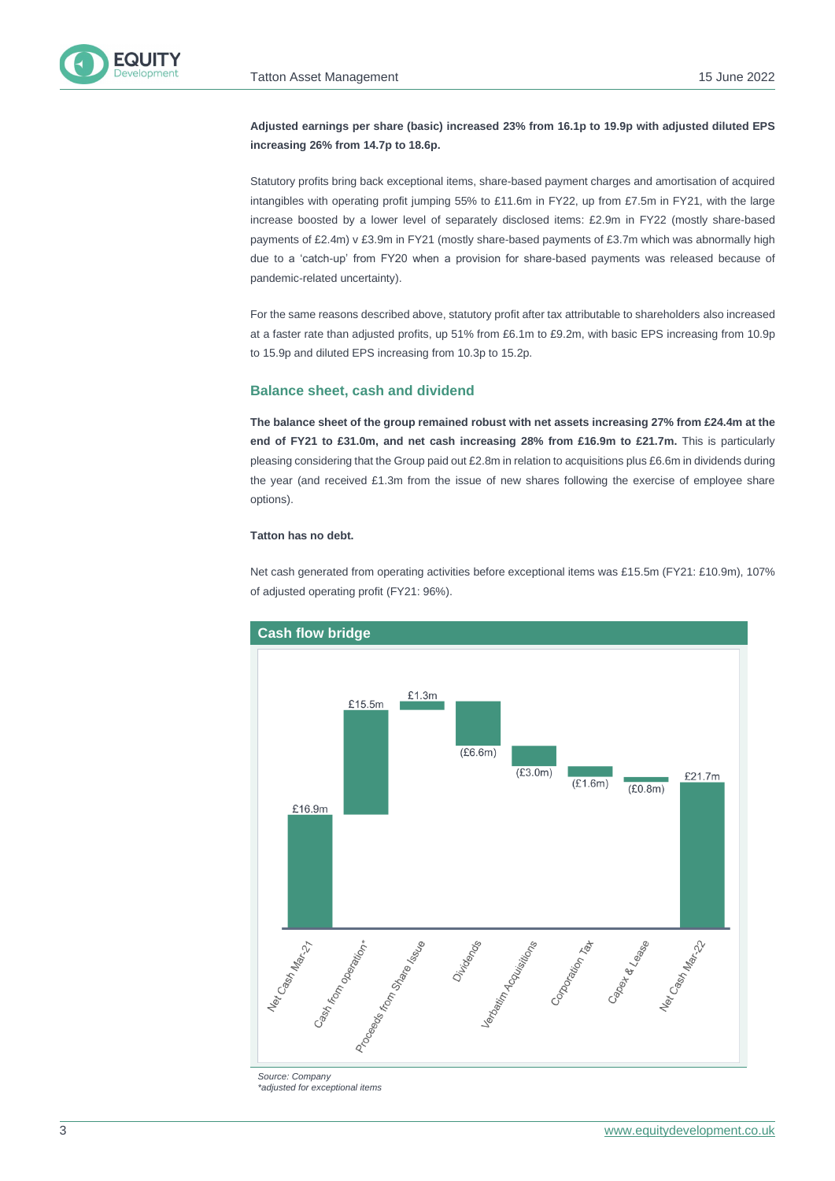**Adjusted earnings per share (basic) increased 23% from 16.1p to 19.9p with adjusted diluted EPS increasing 26% from 14.7p to 18.6p.**

Statutory profits bring back exceptional items, share-based payment charges and amortisation of acquired intangibles with operating profit jumping 55% to £11.6m in FY22, up from £7.5m in FY21, with the large increase boosted by a lower level of separately disclosed items: £2.9m in FY22 (mostly share-based payments of £2.4m) v £3.9m in FY21 (mostly share-based payments of £3.7m which was abnormally high due to a 'catch-up' from FY20 when a provision for share-based payments was released because of pandemic-related uncertainty).

For the same reasons described above, statutory profit after tax attributable to shareholders also increased at a faster rate than adjusted profits, up 51% from £6.1m to £9.2m, with basic EPS increasing from 10.9p to 15.9p and diluted EPS increasing from 10.3p to 15.2p.

## Balance sheet, cash and dividend

**The balance sheet of the group remained robust with net assets increasing 27% from £24.4m at the end of FY21 to £31.0m, and net cash increasing 28% from £16.9m to £21.7m.** This is particularly pleasing considering that the Group paid out £2.8m in relation to acquisitions plus £6.6m in dividends during the year (and received £1.3m from the issue of new shares following the exercise of employee share options).

**Tatton has no debt.**

Net cash generated from operating activities before exceptional items was £15.5m (FY21: £10.9m), 107% of adjusted operating profit (FY21: 96%).

**Cash flow bridge**

| Item | Amount |
|---|---|
| Net Cash Mar-21 | £16.9m |
| Cash from operation* | £15.5m |
| Proceeds from Share Issue | £1.3m |
| Dividends | (£6.6m) |
| Verbatim Acquisitions | (£3.0m) |
| Corporation Tax | (£1.6m) |
| Capex & Lease | (£0.8m) |
| Net Cash Mar-22 | £21.7m |

*Source: Company*
*\*adjusted for exceptional items*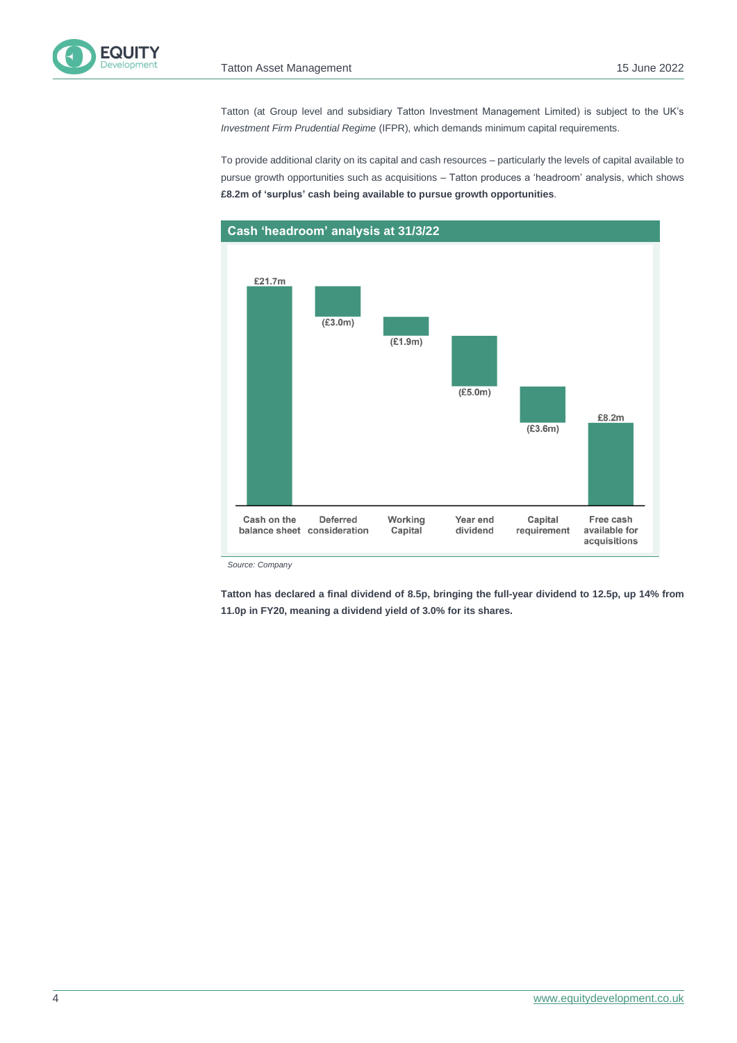Tatton (at Group level and subsidiary Tatton Investment Management Limited) is subject to the UK's *Investment Firm Prudential Regime* (IFPR), which demands minimum capital requirements.

To provide additional clarity on its capital and cash resources – particularly the levels of capital available to pursue growth opportunities such as acquisitions – Tatton produces a 'headroom' analysis, which shows **£8.2m of 'surplus' cash being available to pursue growth opportunities**.

**Cash 'headroom' analysis at 31/3/22**

| Item | Amount |
|---|---|
| Cash on the balance sheet | £21.7m |
| Deferred consideration | (£3.0m) |
| Working Capital | (£1.9m) |
| Year end dividend | (£5.0m) |
| Capital requirement | (£3.6m) |
| Free cash available for acquisitions | £8.2m |

*Source: Company*

**Tatton has declared a final dividend of 8.5p, bringing the full-year dividend to 12.5p, up 14% from 11.0p in FY20, meaning a dividend yield of 3.0% for its shares.**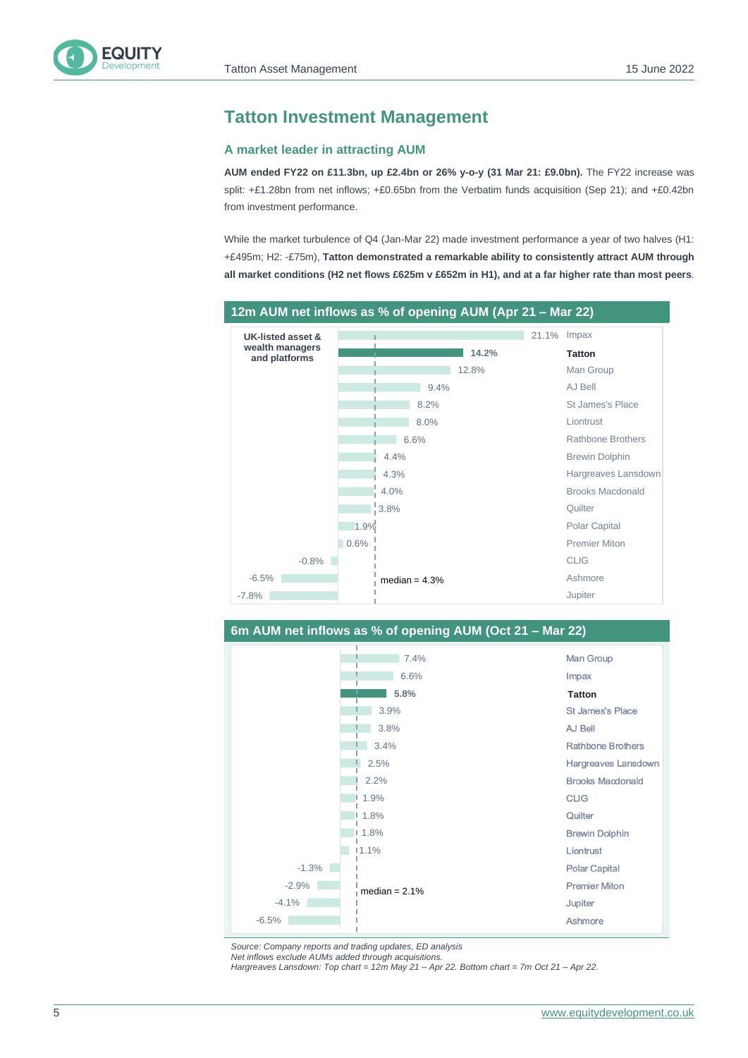## Tatton Investment Management

### A market leader in attracting AUM

**AUM ended FY22 on £11.3bn, up £2.4bn or 26% y-o-y (31 Mar 21: £9.0bn).** The FY22 increase was split: +£1.28bn from net inflows; +£0.65bn from the Verbatim funds acquisition (Sep 21); and +£0.42bn from investment performance.

While the market turbulence of Q4 (Jan-Mar 22) made investment performance a year of two halves (H1: +£495m; H2: -£75m), **Tatton demonstrated a remarkable ability to consistently attract AUM through all market conditions (H2 net flows £625m v £652m in H1), and at a far higher rate than most peers**.

**12m AUM net inflows as % of opening AUM (Apr 21 – Mar 22)**

UK-listed asset & wealth managers and platforms

| Company | Net inflows (% of opening AUM) |
|---|---|
| Impax | 21.1% |
| **Tatton** | **14.2%** |
| Man Group | 12.8% |
| AJ Bell | 9.4% |
| St James's Place | 8.2% |
| Liontrust | 8.0% |
| Rathbone Brothers | 6.6% |
| Brewin Dolphin | 4.4% |
| Hargreaves Lansdown | 4.3% |
| Brooks Macdonald | 4.0% |
| Quilter | 3.8% |
| Polar Capital | 1.9% |
| Premier Miton | 0.6% |
| CLIG | -0.8% |
| Ashmore | -6.5% |
| Jupiter | -7.8% |

median = 4.3%

**6m AUM net inflows as % of opening AUM (Oct 21 – Mar 22)**

| Company | Net inflows (% of opening AUM) |
|---|---|
| Man Group | 7.4% |
| Impax | 6.6% |
| **Tatton** | **5.8%** |
| St James's Place | 3.9% |
| AJ Bell | 3.8% |
| Rathbone Brothers | 3.4% |
| Hargreaves Lansdown | 2.5% |
| Brooks Macdonald | 2.2% |
| CLIG | 1.9% |
| Quilter | 1.8% |
| Brewin Dolphin | 1.8% |
| Liontrust | 1.1% |
| Polar Capital | -1.3% |
| Premier Miton | -2.9% |
| Jupiter | -4.1% |
| Ashmore | -6.5% |

median = 2.1%

*Source: Company reports and trading updates, ED analysis*
*Net inflows exclude AUMs added through acquisitions.*
*Hargreaves Lansdown: Top chart = 12m May 21 – Apr 22. Bottom chart = 7m Oct 21 – Apr 22.*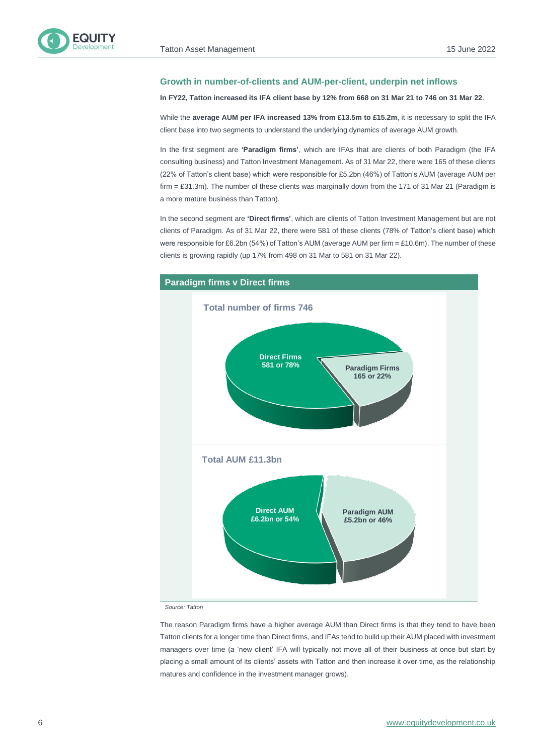## Growth in number-of-clients and AUM-per-client, underpin net inflows

**In FY22, Tatton increased its IFA client base by 12% from 668 on 31 Mar 21 to 746 on 31 Mar 22**.

While the **average AUM per IFA increased 13% from £13.5m to £15.2m**, it is necessary to split the IFA client base into two segments to understand the underlying dynamics of average AUM growth.

In the first segment are **'Paradigm firms'**, which are IFAs that are clients of both Paradigm (the IFA consulting business) and Tatton Investment Management. As of 31 Mar 22, there were 165 of these clients (22% of Tatton's client base) which were responsible for £5.2bn (46%) of Tatton's AUM (average AUM per firm = £31.3m). The number of these clients was marginally down from the 171 of 31 Mar 21 (Paradigm is a more mature business than Tatton).

In the second segment are **'Direct firms'**, which are clients of Tatton Investment Management but are not clients of Paradigm. As of 31 Mar 22, there were 581 of these clients (78% of Tatton's client base) which were responsible for £6.2bn (54%) of Tatton's AUM (average AUM per firm = £10.6m). The number of these clients is growing rapidly (up 17% from 498 on 31 Mar to 581 on 31 Mar 22).

**Paradigm firms v Direct firms**

**Total number of firms 746**

- Direct Firms 581 or 78%
- Paradigm Firms 165 or 22%

**Total AUM £11.3bn**

- Direct AUM £6.2bn or 54%
- Paradigm AUM £5.2bn or 46%

*Source: Tatton*

The reason Paradigm firms have a higher average AUM than Direct firms is that they tend to have been Tatton clients for a longer time than Direct firms, and IFAs tend to build up their AUM placed with investment managers over time (a 'new client' IFA will typically not move all of their business at once but start by placing a small amount of its clients' assets with Tatton and then increase it over time, as the relationship matures and confidence in the investment manager grows).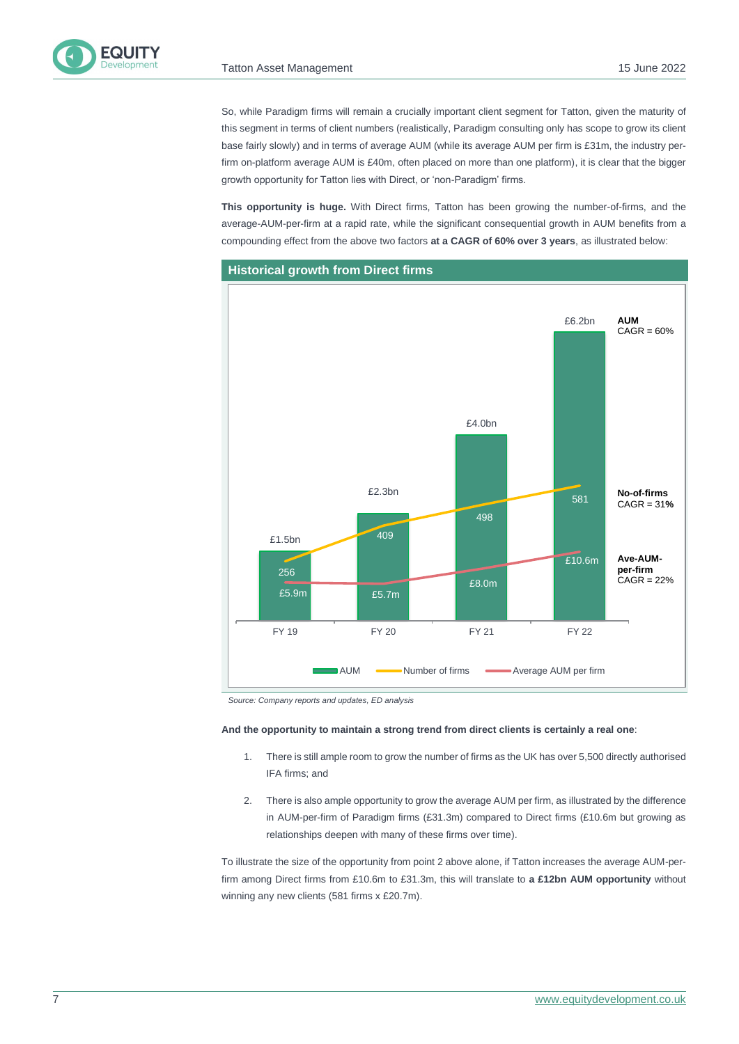So, while Paradigm firms will remain a crucially important client segment for Tatton, given the maturity of this segment in terms of client numbers (realistically, Paradigm consulting only has scope to grow its client base fairly slowly) and in terms of average AUM (while its average AUM per firm is £31m, the industry per-firm on-platform average AUM is £40m, often placed on more than one platform), it is clear that the bigger growth opportunity for Tatton lies with Direct, or 'non-Paradigm' firms.

**This opportunity is huge.** With Direct firms, Tatton has been growing the number-of-firms, and the average-AUM-per-firm at a rapid rate, while the significant consequential growth in AUM benefits from a compounding effect from the above two factors **at a CAGR of 60% over 3 years**, as illustrated below:

**Historical growth from Direct firms**

| | FY 19 | FY 20 | FY 21 | FY 22 | CAGR |
|---|---|---|---|---|---|
| AUM | £1.5bn | £2.3bn | £4.0bn | £6.2bn | 60% |
| Number of firms | 256 | 409 | 498 | 581 | 31% |
| Average AUM per firm | £5.9m | £5.7m | £8.0m | £10.6m | 22% |

*Source: Company reports and updates, ED analysis*

**And the opportunity to maintain a strong trend from direct clients is certainly a real one**:

1. There is still ample room to grow the number of firms as the UK has over 5,500 directly authorised IFA firms; and
2. There is also ample opportunity to grow the average AUM per firm, as illustrated by the difference in AUM-per-firm of Paradigm firms (£31.3m) compared to Direct firms (£10.6m but growing as relationships deepen with many of these firms over time).

To illustrate the size of the opportunity from point 2 above alone, if Tatton increases the average AUM-per-firm among Direct firms from £10.6m to £31.3m, this will translate to **a £12bn AUM opportunity** without winning any new clients (581 firms x £20.7m).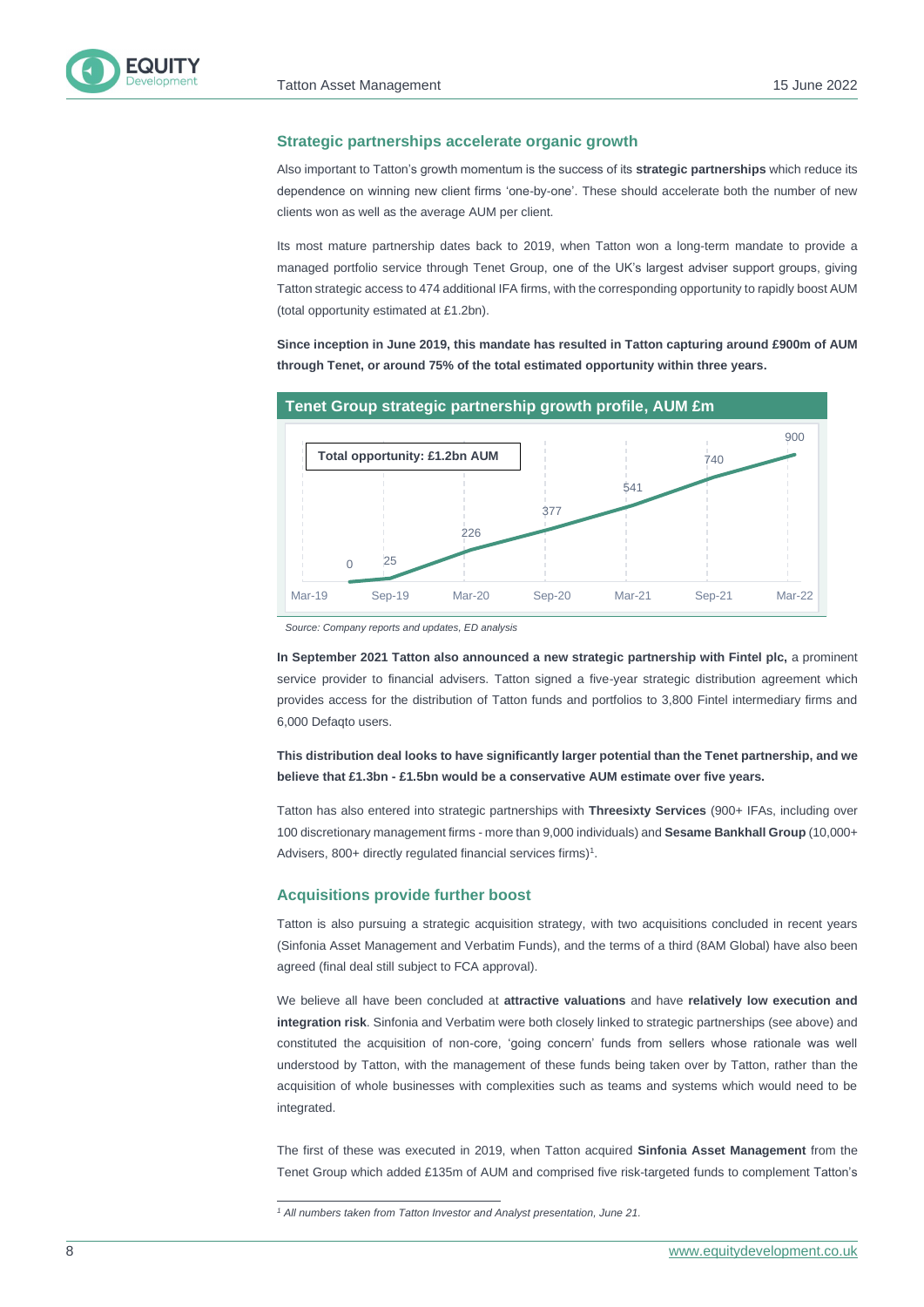## Strategic partnerships accelerate organic growth

Also important to Tatton's growth momentum is the success of its **strategic partnerships** which reduce its dependence on winning new client firms 'one-by-one'. These should accelerate both the number of new clients won as well as the average AUM per client.

Its most mature partnership dates back to 2019, when Tatton won a long-term mandate to provide a managed portfolio service through Tenet Group, one of the UK's largest adviser support groups, giving Tatton strategic access to 474 additional IFA firms, with the corresponding opportunity to rapidly boost AUM (total opportunity estimated at £1.2bn).

**Since inception in June 2019, this mandate has resulted in Tatton capturing around £900m of AUM through Tenet, or around 75% of the total estimated opportunity within three years.**

**Tenet Group strategic partnership growth profile, AUM £m**

Total opportunity: £1.2bn AUM

| Mar-19 | Sep-19 | Mar-20 | Sep-20 | Mar-21 | Sep-21 | Mar-22 |
|---|---|---|---|---|---|---|
| 0 | 25 | 226 | 377 | 541 | 740 | 900 |

*Source: Company reports and updates, ED analysis*

**In September 2021 Tatton also announced a new strategic partnership with Fintel plc,** a prominent service provider to financial advisers. Tatton signed a five-year strategic distribution agreement which provides access for the distribution of Tatton funds and portfolios to 3,800 Fintel intermediary firms and 6,000 Defaqto users.

**This distribution deal looks to have significantly larger potential than the Tenet partnership, and we believe that £1.3bn - £1.5bn would be a conservative AUM estimate over five years.**

Tatton has also entered into strategic partnerships with **Threesixty Services** (900+ IFAs, including over 100 discretionary management firms - more than 9,000 individuals) and **Sesame Bankhall Group** (10,000+ Advisers, 800+ directly regulated financial services firms)[1].

## Acquisitions provide further boost

Tatton is also pursuing a strategic acquisition strategy, with two acquisitions concluded in recent years (Sinfonia Asset Management and Verbatim Funds), and the terms of a third (8AM Global) have also been agreed (final deal still subject to FCA approval).

We believe all have been concluded at **attractive valuations** and have **relatively low execution and integration risk**. Sinfonia and Verbatim were both closely linked to strategic partnerships (see above) and constituted the acquisition of non-core, 'going concern' funds from sellers whose rationale was well understood by Tatton, with the management of these funds being taken over by Tatton, rather than the acquisition of whole businesses with complexities such as teams and systems which would need to be integrated.

The first of these was executed in 2019, when Tatton acquired **Sinfonia Asset Management** from the Tenet Group which added £135m of AUM and comprised five risk-targeted funds to complement Tatton's

[1] *All numbers taken from Tatton Investor and Analyst presentation, June 21.*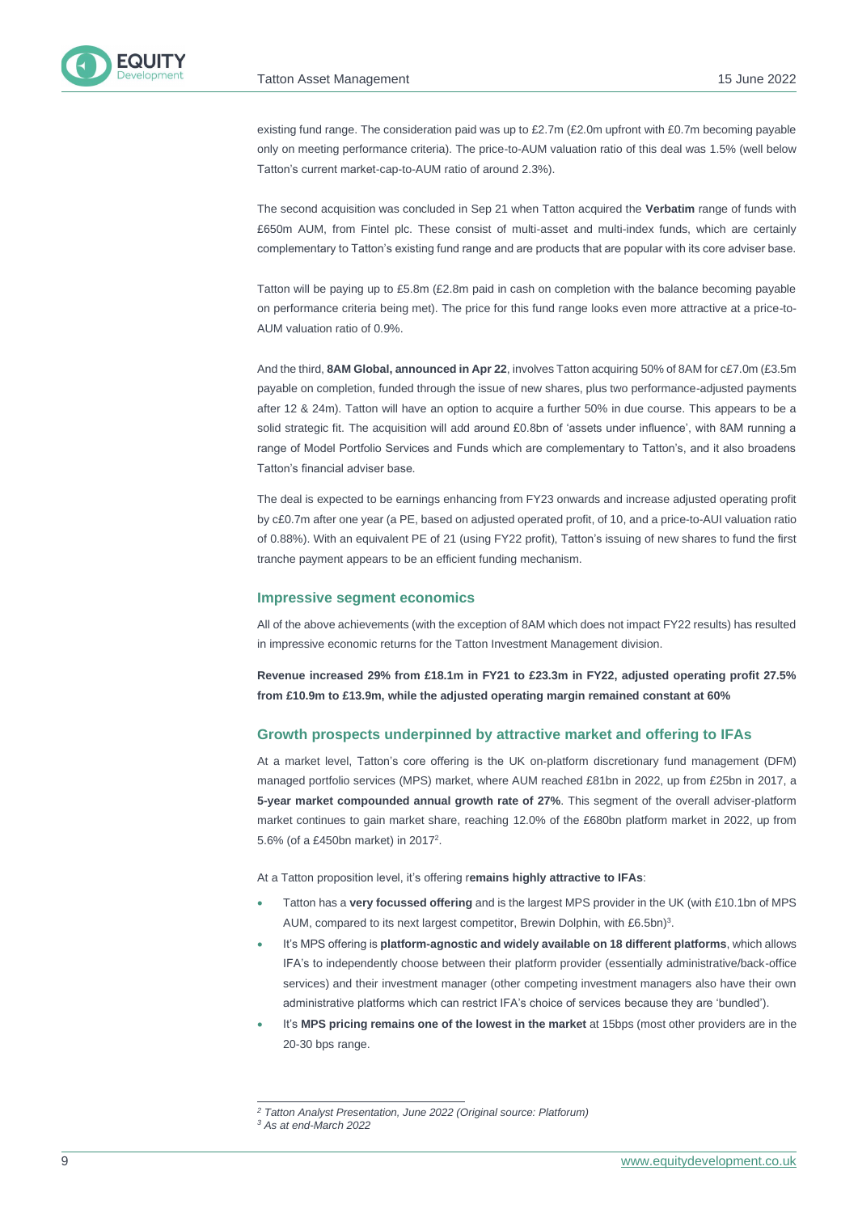existing fund range. The consideration paid was up to £2.7m (£2.0m upfront with £0.7m becoming payable only on meeting performance criteria). The price-to-AUM valuation ratio of this deal was 1.5% (well below Tatton's current market-cap-to-AUM ratio of around 2.3%).

The second acquisition was concluded in Sep 21 when Tatton acquired the **Verbatim** range of funds with £650m AUM, from Fintel plc. These consist of multi-asset and multi-index funds, which are certainly complementary to Tatton's existing fund range and are products that are popular with its core adviser base.

Tatton will be paying up to £5.8m (£2.8m paid in cash on completion with the balance becoming payable on performance criteria being met). The price for this fund range looks even more attractive at a price-to-AUM valuation ratio of 0.9%.

And the third, **8AM Global, announced in Apr 22**, involves Tatton acquiring 50% of 8AM for c£7.0m (£3.5m payable on completion, funded through the issue of new shares, plus two performance-adjusted payments after 12 & 24m). Tatton will have an option to acquire a further 50% in due course. This appears to be a solid strategic fit. The acquisition will add around £0.8bn of 'assets under influence', with 8AM running a range of Model Portfolio Services and Funds which are complementary to Tatton's, and it also broadens Tatton's financial adviser base.

The deal is expected to be earnings enhancing from FY23 onwards and increase adjusted operating profit by c£0.7m after one year (a PE, based on adjusted operated profit, of 10, and a price-to-AUI valuation ratio of 0.88%). With an equivalent PE of 21 (using FY22 profit), Tatton's issuing of new shares to fund the first tranche payment appears to be an efficient funding mechanism.

### Impressive segment economics

All of the above achievements (with the exception of 8AM which does not impact FY22 results) has resulted in impressive economic returns for the Tatton Investment Management division.

**Revenue increased 29% from £18.1m in FY21 to £23.3m in FY22, adjusted operating profit 27.5% from £10.9m to £13.9m, while the adjusted operating margin remained constant at 60%**

### Growth prospects underpinned by attractive market and offering to IFAs

At a market level, Tatton's core offering is the UK on-platform discretionary fund management (DFM) managed portfolio services (MPS) market, where AUM reached £81bn in 2022, up from £25bn in 2017, a **5-year market compounded annual growth rate of 27%**. This segment of the overall adviser-platform market continues to gain market share, reaching 12.0% of the £680bn platform market in 2022, up from 5.6% (of a £450bn market) in 2017[2].

At a Tatton proposition level, it's offering r**emains highly attractive to IFAs**:

- Tatton has a **very focussed offering** and is the largest MPS provider in the UK (with £10.1bn of MPS AUM, compared to its next largest competitor, Brewin Dolphin, with £6.5bn)[3].
- It's MPS offering is **platform-agnostic and widely available on 18 different platforms**, which allows IFA's to independently choose between their platform provider (essentially administrative/back-office services) and their investment manager (other competing investment managers also have their own administrative platforms which can restrict IFA's choice of services because they are 'bundled').
- It's **MPS pricing remains one of the lowest in the market** at 15bps (most other providers are in the 20-30 bps range.

---

*[2] Tatton Analyst Presentation, June 2022 (Original source: Platforum)*

*[3] As at end-March 2022*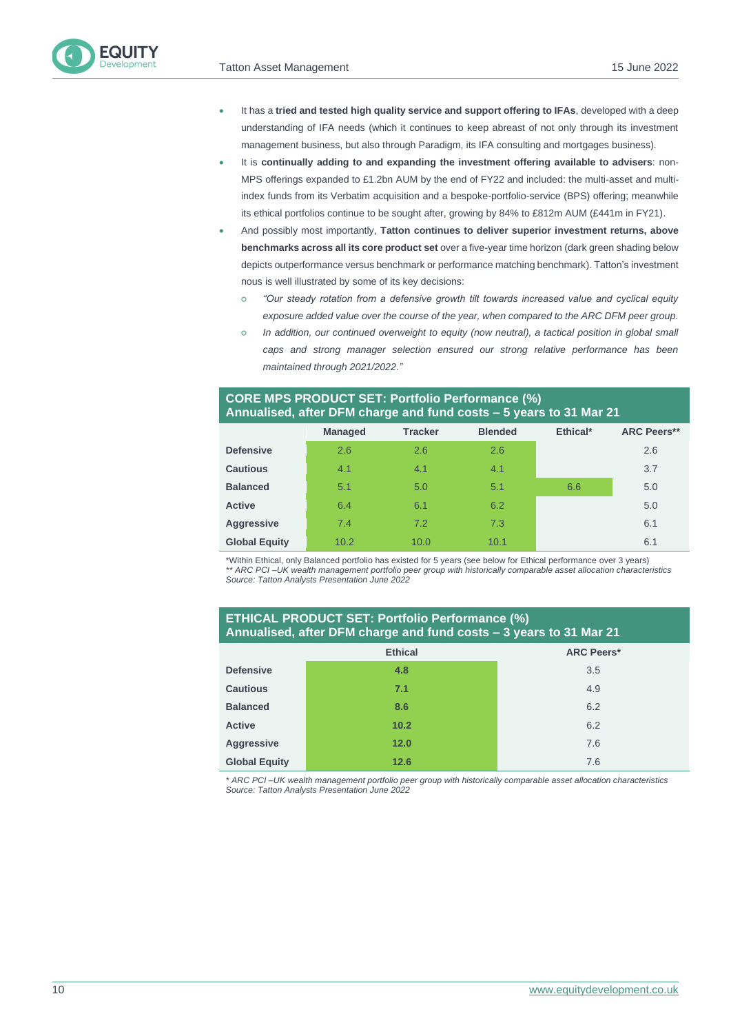- It has a **tried and tested high quality service and support offering to IFAs**, developed with a deep understanding of IFA needs (which it continues to keep abreast of not only through its investment management business, but also through Paradigm, its IFA consulting and mortgages business).
- It is **continually adding to and expanding the investment offering available to advisers**: non-MPS offerings expanded to £1.2bn AUM by the end of FY22 and included: the multi-asset and multi-index funds from its Verbatim acquisition and a bespoke-portfolio-service (BPS) offering; meanwhile its ethical portfolios continue to be sought after, growing by 84% to £812m AUM (£441m in FY21).
- And possibly most importantly, **Tatton continues to deliver superior investment returns, above benchmarks across all its core product set** over a five-year time horizon (dark green shading below depicts outperformance versus benchmark or performance matching benchmark). Tatton's investment nous is well illustrated by some of its key decisions:
  - *"Our steady rotation from a defensive growth tilt towards increased value and cyclical equity exposure added value over the course of the year, when compared to the ARC DFM peer group.*
  - *In addition, our continued overweight to equity (now neutral), a tactical position in global small caps and strong manager selection ensured our strong relative performance has been maintained through 2021/2022."*

**CORE MPS PRODUCT SET: Portfolio Performance (%)**
**Annualised, after DFM charge and fund costs – 5 years to 31 Mar 21**

| | Managed | Tracker | Blended | Ethical* | ARC Peers** |
|---|---|---|---|---|---|
| **Defensive** | 2.6 | 2.6 | 2.6 | | 2.6 |
| **Cautious** | 4.1 | 4.1 | 4.1 | | 3.7 |
| **Balanced** | 5.1 | 5.0 | 5.1 | 6.6 | 5.0 |
| **Active** | 6.4 | 6.1 | 6.2 | | 5.0 |
| **Aggressive** | 7.4 | 7.2 | 7.3 | | 6.1 |
| **Global Equity** | 10.2 | 10.0 | 10.1 | | 6.1 |

*Within Ethical, only Balanced portfolio has existed for 5 years (see below for Ethical performance over 3 years)
*** ARC PCI –UK wealth management portfolio peer group with historically comparable asset allocation characteristics*
*Source: Tatton Analysts Presentation June 2022*

**ETHICAL PRODUCT SET: Portfolio Performance (%)**
**Annualised, after DFM charge and fund costs – 3 years to 31 Mar 21**

| | Ethical | ARC Peers* |
|---|---|---|
| **Defensive** | **4.8** | 3.5 |
| **Cautious** | **7.1** | 4.9 |
| **Balanced** | **8.6** | 6.2 |
| **Active** | **10.2** | 6.2 |
| **Aggressive** | **12.0** | 7.6 |
| **Global Equity** | **12.6** | 7.6 |

*\* ARC PCI –UK wealth management portfolio peer group with historically comparable asset allocation characteristics*
*Source: Tatton Analysts Presentation June 2022*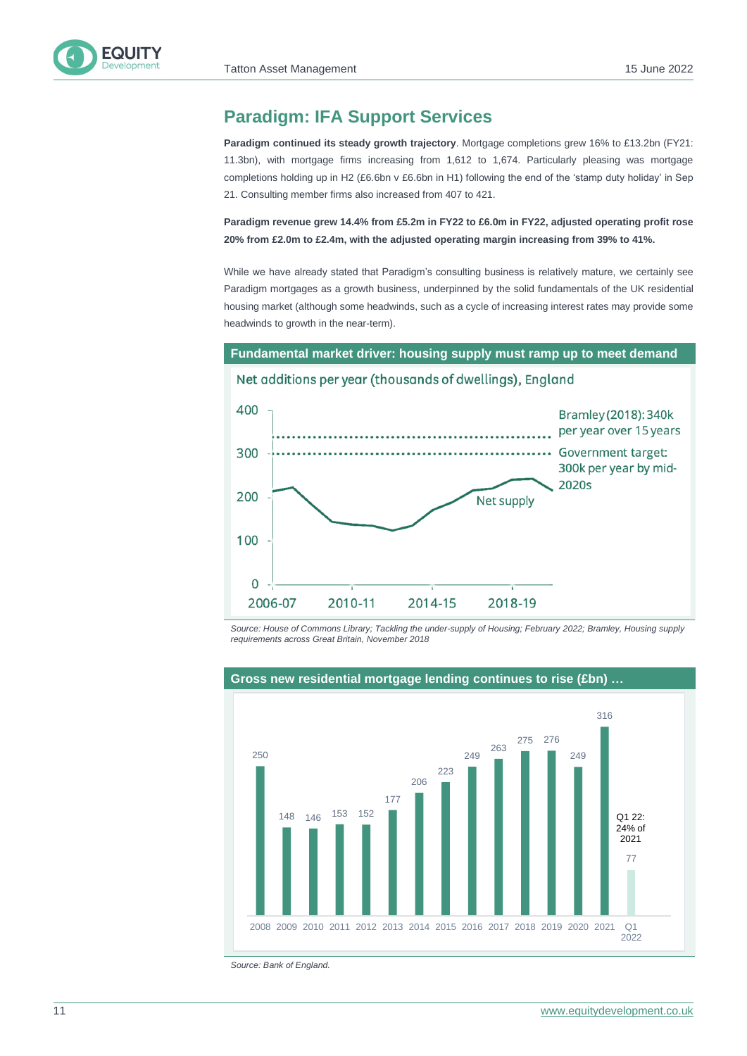## Paradigm: IFA Support Services

**Paradigm continued its steady growth trajectory**. Mortgage completions grew 16% to £13.2bn (FY21: 11.3bn), with mortgage firms increasing from 1,612 to 1,674. Particularly pleasing was mortgage completions holding up in H2 (£6.6bn v £6.6bn in H1) following the end of the 'stamp duty holiday' in Sep 21. Consulting member firms also increased from 407 to 421.

**Paradigm revenue grew 14.4% from £5.2m in FY22 to £6.0m in FY22, adjusted operating profit rose 20% from £2.0m to £2.4m, with the adjusted operating margin increasing from 39% to 41%.**

While we have already stated that Paradigm's consulting business is relatively mature, we certainly see Paradigm mortgages as a growth business, underpinned by the solid fundamentals of the UK residential housing market (although some headwinds, such as a cycle of increasing interest rates may provide some headwinds to growth in the near-term).

**Fundamental market driver: housing supply must ramp up to meet demand**

Net additions per year (thousands of dwellings), England

- Bramley (2018): 340k per year over 15 years
- Government target: 300k per year by mid-2020s
- Net supply

*Source: House of Commons Library; Tackling the under-supply of Housing; February 2022; Bramley, Housing supply requirements across Great Britain, November 2018*

**Gross new residential mortgage lending continues to rise (£bn) …**

| 2008 | 2009 | 2010 | 2011 | 2012 | 2013 | 2014 | 2015 | 2016 | 2017 | 2018 | 2019 | 2020 | 2021 | Q1 2022 |
|---|---|---|---|---|---|---|---|---|---|---|---|---|---|---|
| 250 | 148 | 146 | 153 | 152 | 177 | 206 | 223 | 249 | 263 | 275 | 276 | 249 | 316 | 77 |

Q1 22: 24% of 2021

*Source: Bank of England.*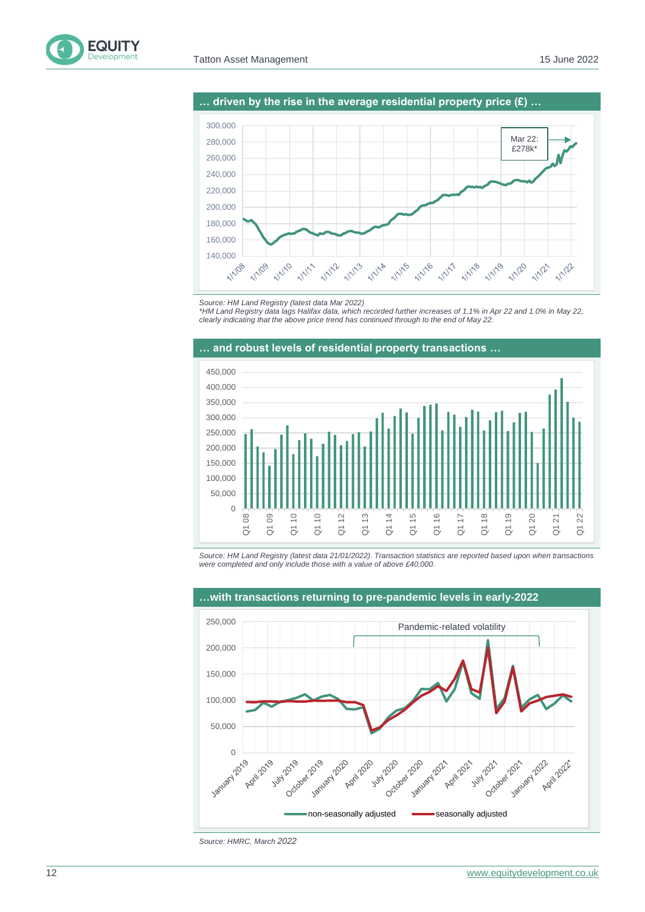### … driven by the rise in the average residential property price (£) …

Mar 22: £278k*

*Source: HM Land Registry (latest data Mar 2022)*
**HM Land Registry data lags Halifax data, which recorded further increases of 1.1% in Apr 22 and 1.0% in May 22, clearly indicating that the above price trend has continued through to the end of May 22.*

### … and robust levels of residential property transactions …

*Source: HM Land Registry (latest data 21/01/2022). Transaction statistics are reported based upon when transactions were completed and only include those with a value of above £40,000.*

### …with transactions returning to pre-pandemic levels in early-2022

Pandemic-related volatility

*Source: HMRC, March 2022*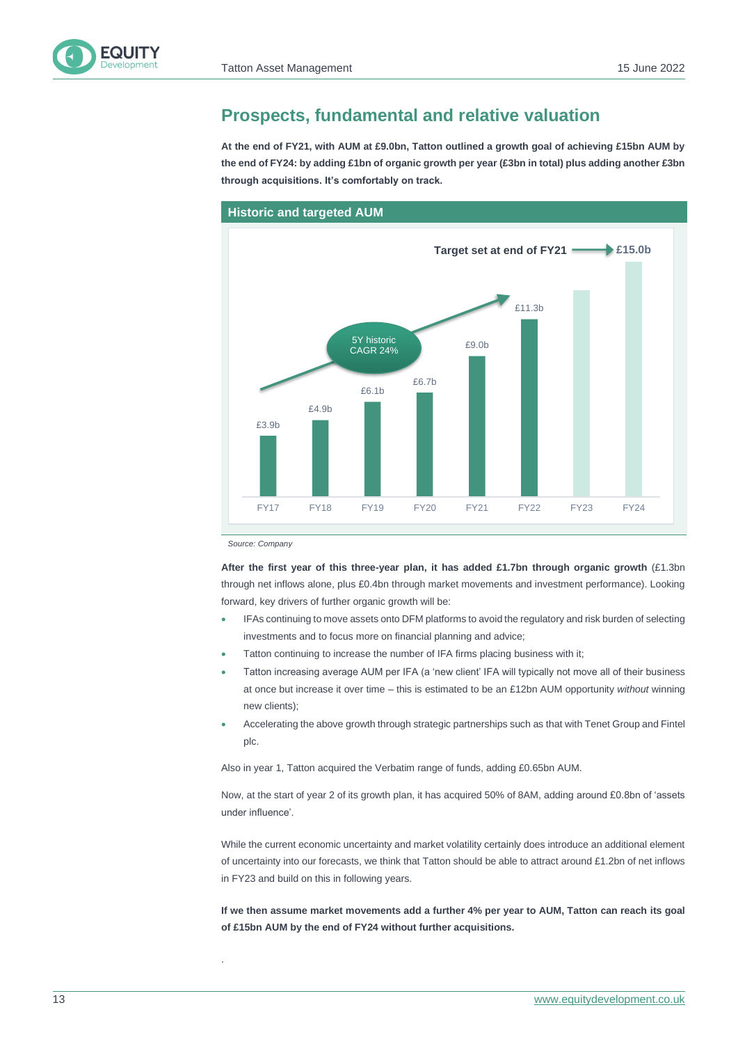## Prospects, fundamental and relative valuation

**At the end of FY21, with AUM at £9.0bn, Tatton outlined a growth goal of achieving £15bn AUM by the end of FY24: by adding £1bn of organic growth per year (£3bn in total) plus adding another £3bn through acquisitions. It's comfortably on track.**

**Historic and targeted AUM**

| | FY17 | FY18 | FY19 | FY20 | FY21 | FY22 | FY23 | FY24 |
|---|---|---|---|---|---|---|---|---|
| AUM | £3.9b | £4.9b | £6.1b | £6.7b | £9.0b | £11.3b | | £15.0b |

5Y historic CAGR 24%

Target set at end of FY21 → £15.0b

*Source: Company*

**After the first year of this three-year plan, it has added £1.7bn through organic growth** (£1.3bn through net inflows alone, plus £0.4bn through market movements and investment performance). Looking forward, key drivers of further organic growth will be:

- IFAs continuing to move assets onto DFM platforms to avoid the regulatory and risk burden of selecting investments and to focus more on financial planning and advice;
- Tatton continuing to increase the number of IFA firms placing business with it;
- Tatton increasing average AUM per IFA (a 'new client' IFA will typically not move all of their business at once but increase it over time – this is estimated to be an £12bn AUM opportunity *without* winning new clients);
- Accelerating the above growth through strategic partnerships such as that with Tenet Group and Fintel plc.

Also in year 1, Tatton acquired the Verbatim range of funds, adding £0.65bn AUM.

Now, at the start of year 2 of its growth plan, it has acquired 50% of 8AM, adding around £0.8bn of 'assets under influence'.

While the current economic uncertainty and market volatility certainly does introduce an additional element of uncertainty into our forecasts, we think that Tatton should be able to attract around £1.2bn of net inflows in FY23 and build on this in following years.

**If we then assume market movements add a further 4% per year to AUM, Tatton can reach its goal of £15bn AUM by the end of FY24 without further acquisitions.**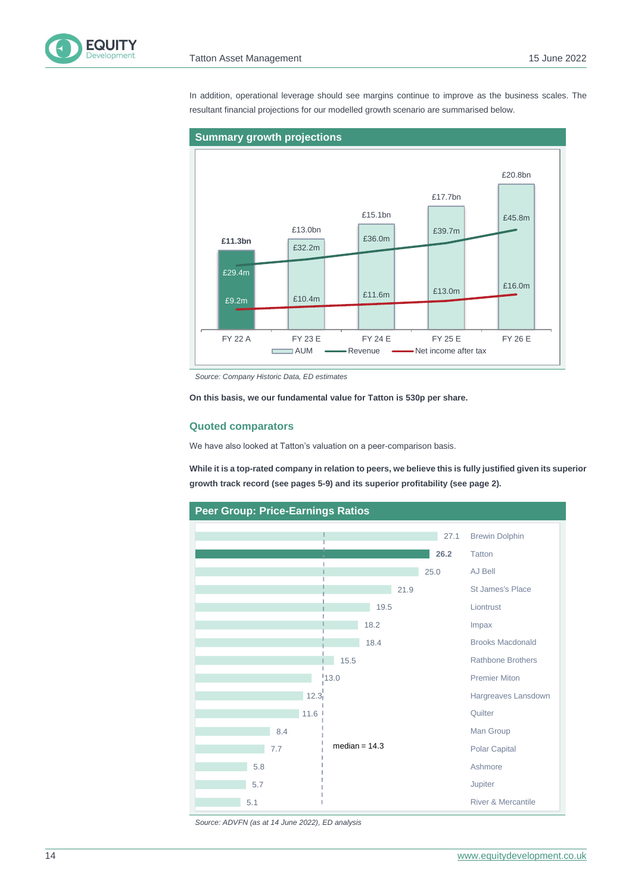In addition, operational leverage should see margins continue to improve as the business scales. The resultant financial projections for our modelled growth scenario are summarised below.

**Summary growth projections**

| | FY 22 A | FY 23 E | FY 24 E | FY 25 E | FY 26 E |
|---|---|---|---|---|---|
| AUM | £11.3bn | £13.0bn | £15.1bn | £17.7bn | £20.8bn |
| Revenue | £29.4m | £32.2m | £36.0m | £39.7m | £45.8m |
| Net income after tax | £9.2m | £10.4m | £11.6m | £13.0m | £16.0m |

*Source: Company Historic Data, ED estimates*

**On this basis, we our fundamental value for Tatton is 530p per share.**

## Quoted comparators

We have also looked at Tatton's valuation on a peer-comparison basis.

**While it is a top-rated company in relation to peers, we believe this is fully justified given its superior growth track record (see pages 5-9) and its superior profitability (see page 2).**

**Peer Group: Price-Earnings Ratios**

| Company | P/E |
|---|---|
| Brewin Dolphin | 27.1 |
| **Tatton** | **26.2** |
| AJ Bell | 25.0 |
| St James's Place | 21.9 |
| Liontrust | 19.5 |
| Impax | 18.2 |
| Brooks Macdonald | 18.4 |
| Rathbone Brothers | 15.5 |
| Premier Miton | 13.0 |
| Hargreaves Lansdown | 12.3 |
| Quilter | 11.6 |
| Man Group | 8.4 |
| Polar Capital | 7.7 |
| Ashmore | 5.8 |
| Jupiter | 5.7 |
| River & Mercantile | 5.1 |

median = 14.3

*Source: ADVFN (as at 14 June 2022), ED analysis*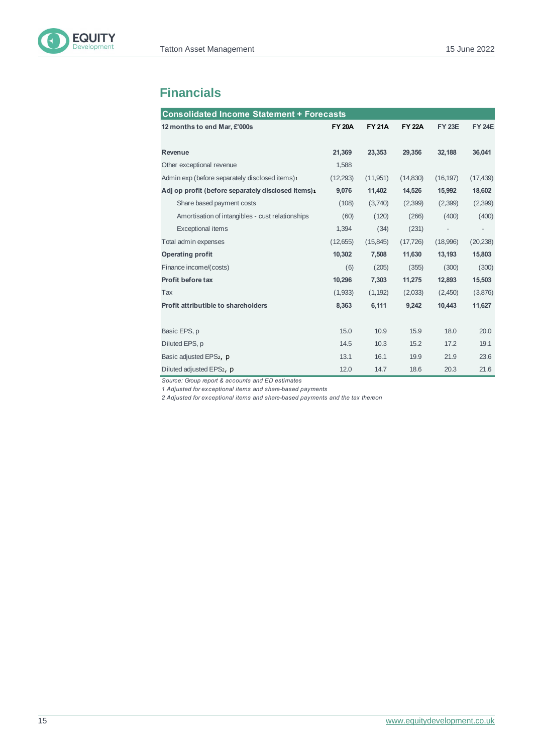## Financials

| Consolidated Income Statement + Forecasts | | | | | |
|---|---|---|---|---|---|
| **12 months to end Mar, £'000s** | **FY 20A** | **FY 21A** | **FY 22A** | **FY 23E** | **FY 24E** |
| | | | | | |
| **Revenue** | **21,369** | **23,353** | **29,356** | **32,188** | **36,041** |
| Other exceptional revenue | 1,588 | | | | |
| Admin exp (before separately disclosed items)1 | (12,293) | (11,951) | (14,830) | (16,197) | (17,439) |
| **Adj op profit (before separately disclosed items)1** | **9,076** | **11,402** | **14,526** | **15,992** | **18,602** |
| Share based payment costs | (108) | (3,740) | (2,399) | (2,399) | (2,399) |
| Amortisation of intangibles - cust relationships | (60) | (120) | (266) | (400) | (400) |
| Exceptional items | 1,394 | (34) | (231) | - | - |
| Total admin expenses | (12,655) | (15,845) | (17,726) | (18,996) | (20,238) |
| **Operating profit** | **10,302** | **7,508** | **11,630** | **13,193** | **15,803** |
| Finance income/(costs) | (6) | (205) | (355) | (300) | (300) |
| **Profit before tax** | **10,296** | **7,303** | **11,275** | **12,893** | **15,503** |
| Tax | (1,933) | (1,192) | (2,033) | (2,450) | (3,876) |
| **Profit attributible to shareholders** | **8,363** | **6,111** | **9,242** | **10,443** | **11,627** |
| | | | | | |
| Basic EPS, p | 15.0 | 10.9 | 15.9 | 18.0 | 20.0 |
| Diluted EPS, p | 14.5 | 10.3 | 15.2 | 17.2 | 19.1 |
| Basic adjusted EPS2, p | 13.1 | 16.1 | 19.9 | 21.9 | 23.6 |
| Diluted adjusted EPS2, p | 12.0 | 14.7 | 18.6 | 20.3 | 21.6 |

*Source: Group report & accounts and ED estimates*

*1 Adjusted for exceptional items and share-based payments*

*2 Adjusted for exceptional items and share-based payments and the tax thereon*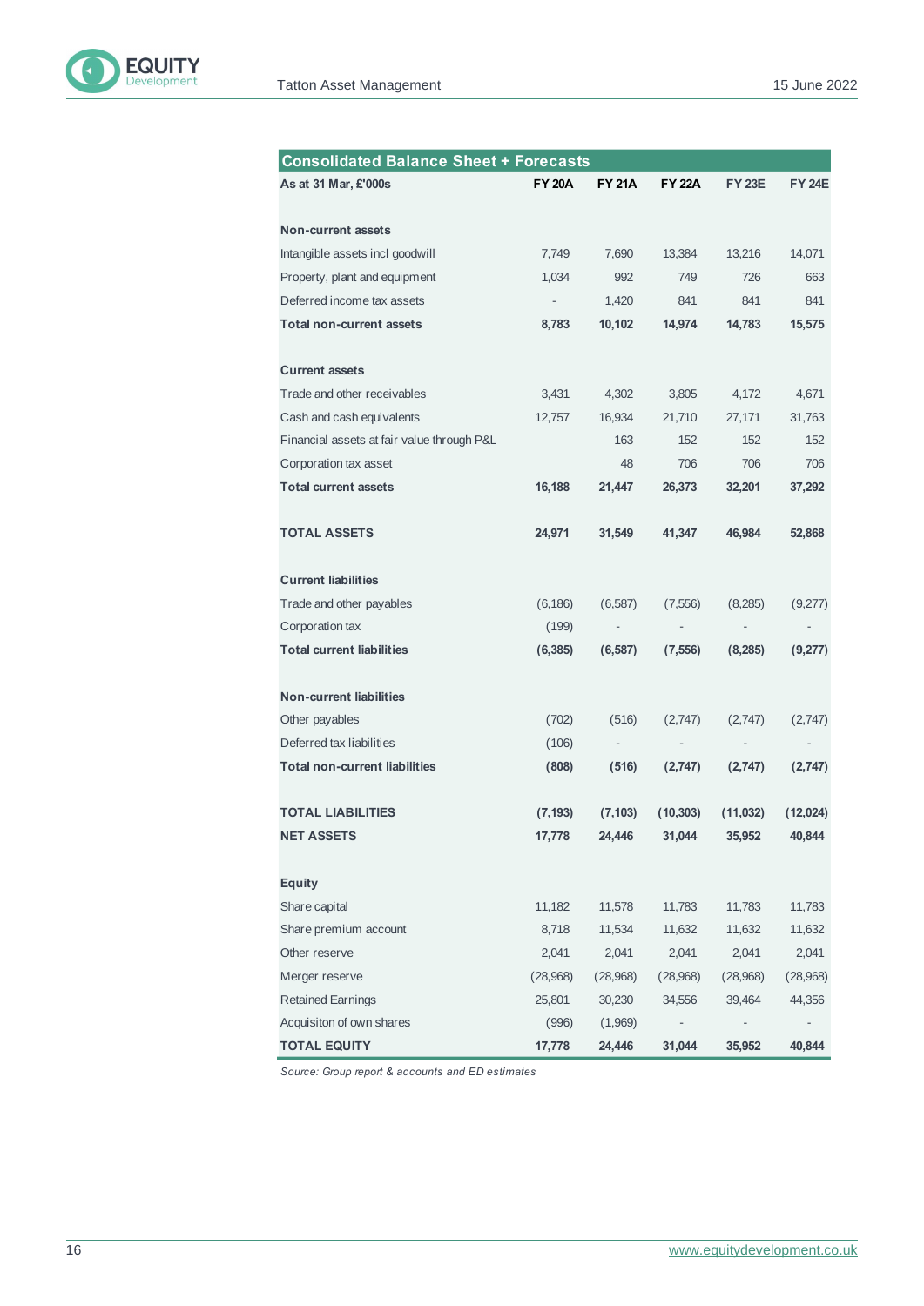| Consolidated Balance Sheet + Forecasts | | | | | |
|---|---|---|---|---|---|
| **As at 31 Mar, £'000s** | **FY 20A** | **FY 21A** | **FY 22A** | **FY 23E** | **FY 24E** |
| | | | | | |
| **Non-current assets** | | | | | |
| Intangible assets incl goodwill | 7,749 | 7,690 | 13,384 | 13,216 | 14,071 |
| Property, plant and equipment | 1,034 | 992 | 749 | 726 | 663 |
| Deferred income tax assets | - | 1,420 | 841 | 841 | 841 |
| **Total non-current assets** | **8,783** | **10,102** | **14,974** | **14,783** | **15,575** |
| | | | | | |
| **Current assets** | | | | | |
| Trade and other receivables | 3,431 | 4,302 | 3,805 | 4,172 | 4,671 |
| Cash and cash equivalents | 12,757 | 16,934 | 21,710 | 27,171 | 31,763 |
| Financial assets at fair value through P&L | | 163 | 152 | 152 | 152 |
| Corporation tax asset | | 48 | 706 | 706 | 706 |
| **Total current assets** | **16,188** | **21,447** | **26,373** | **32,201** | **37,292** |
| | | | | | |
| **TOTAL ASSETS** | **24,971** | **31,549** | **41,347** | **46,984** | **52,868** |
| | | | | | |
| **Current liabilities** | | | | | |
| Trade and other payables | (6,186) | (6,587) | (7,556) | (8,285) | (9,277) |
| Corporation tax | (199) | - | - | - | - |
| **Total current liabilities** | **(6,385)** | **(6,587)** | **(7,556)** | **(8,285)** | **(9,277)** |
| | | | | | |
| **Non-current liabilities** | | | | | |
| Other payables | (702) | (516) | (2,747) | (2,747) | (2,747) |
| Deferred tax liabilities | (106) | - | - | - | - |
| **Total non-current liabilities** | **(808)** | **(516)** | **(2,747)** | **(2,747)** | **(2,747)** |
| | | | | | |
| **TOTAL LIABILITIES** | **(7,193)** | **(7,103)** | **(10,303)** | **(11,032)** | **(12,024)** |
| **NET ASSETS** | **17,778** | **24,446** | **31,044** | **35,952** | **40,844** |
| | | | | | |
| **Equity** | | | | | |
| Share capital | 11,182 | 11,578 | 11,783 | 11,783 | 11,783 |
| Share premium account | 8,718 | 11,534 | 11,632 | 11,632 | 11,632 |
| Other reserve | 2,041 | 2,041 | 2,041 | 2,041 | 2,041 |
| Merger reserve | (28,968) | (28,968) | (28,968) | (28,968) | (28,968) |
| Retained Earnings | 25,801 | 30,230 | 34,556 | 39,464 | 44,356 |
| Acquisiton of own shares | (996) | (1,969) | - | - | - |
| **TOTAL EQUITY** | **17,778** | **24,446** | **31,044** | **35,952** | **40,844** |

*Source: Group report & accounts and ED estimates*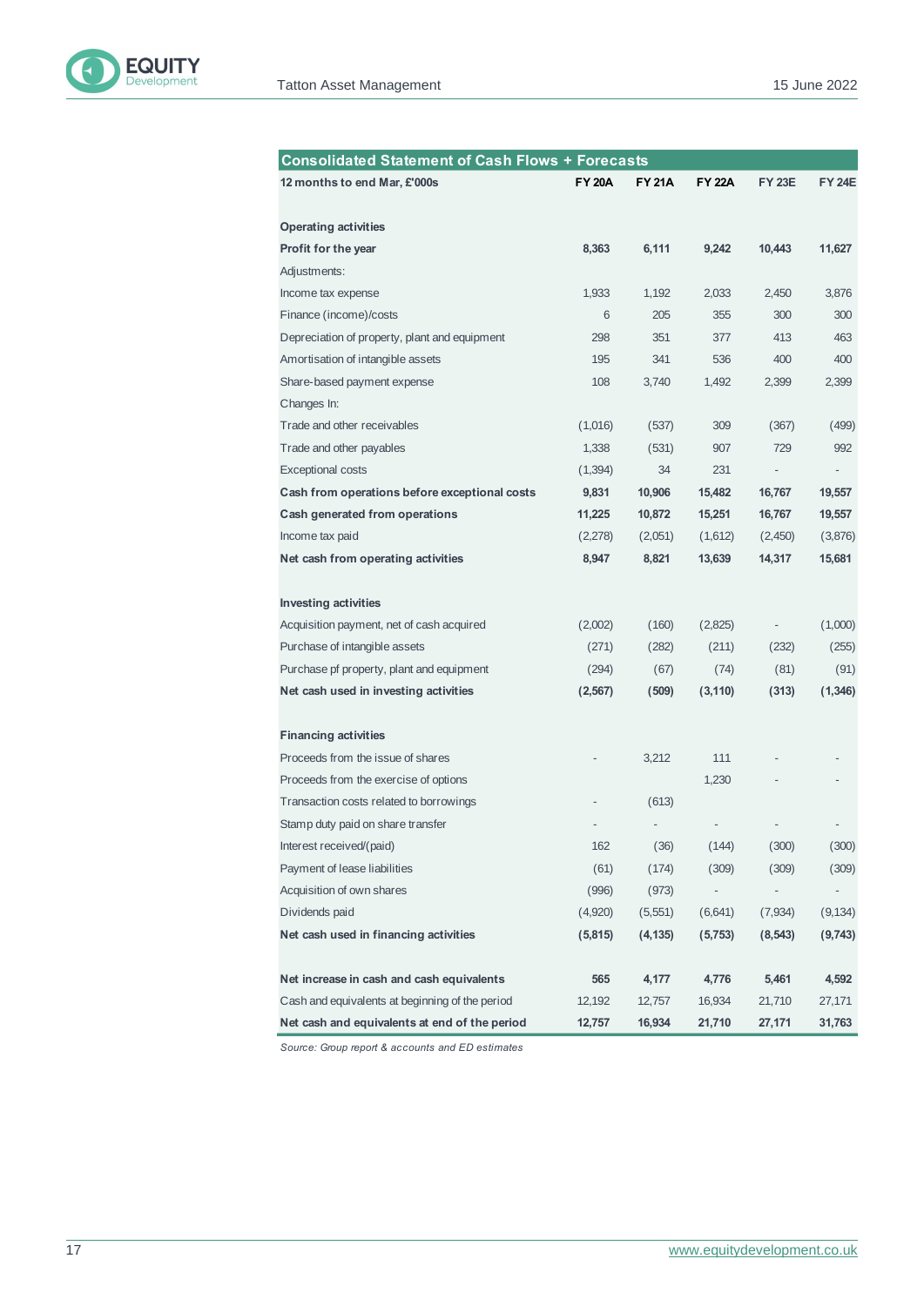| Consolidated Statement of Cash Flows + Forecasts | | | | | |
|---|---|---|---|---|---|
| **12 months to end Mar, £'000s** | **FY 20A** | **FY 21A** | **FY 22A** | **FY 23E** | **FY 24E** |
| | | | | | |
| **Operating activities** | | | | | |
| **Profit for the year** | **8,363** | **6,111** | **9,242** | **10,443** | **11,627** |
| Adjustments: | | | | | |
| Income tax expense | 1,933 | 1,192 | 2,033 | 2,450 | 3,876 |
| Finance (income)/costs | 6 | 205 | 355 | 300 | 300 |
| Depreciation of property, plant and equipment | 298 | 351 | 377 | 413 | 463 |
| Amortisation of intangible assets | 195 | 341 | 536 | 400 | 400 |
| Share-based payment expense | 108 | 3,740 | 1,492 | 2,399 | 2,399 |
| Changes In: | | | | | |
| Trade and other receivables | (1,016) | (537) | 309 | (367) | (499) |
| Trade and other payables | 1,338 | (531) | 907 | 729 | 992 |
| Exceptional costs | (1,394) | 34 | 231 | - | - |
| **Cash from operations before exceptional costs** | **9,831** | **10,906** | **15,482** | **16,767** | **19,557** |
| **Cash generated from operations** | **11,225** | **10,872** | **15,251** | **16,767** | **19,557** |
| Income tax paid | (2,278) | (2,051) | (1,612) | (2,450) | (3,876) |
| **Net cash from operating activities** | **8,947** | **8,821** | **13,639** | **14,317** | **15,681** |
| | | | | | |
| **Investing activities** | | | | | |
| Acquisition payment, net of cash acquired | (2,002) | (160) | (2,825) | - | (1,000) |
| Purchase of intangible assets | (271) | (282) | (211) | (232) | (255) |
| Purchase pf property, plant and equipment | (294) | (67) | (74) | (81) | (91) |
| **Net cash used in investing activities** | **(2,567)** | **(509)** | **(3,110)** | **(313)** | **(1,346)** |
| | | | | | |
| **Financing activities** | | | | | |
| Proceeds from the issue of shares | - | 3,212 | 111 | - | - |
| Proceeds from the exercise of options | | | 1,230 | - | - |
| Transaction costs related to borrowings | - | (613) | | | |
| Stamp duty paid on share transfer | - | - | - | - | - |
| Interest received/(paid) | 162 | (36) | (144) | (300) | (300) |
| Payment of lease liabilities | (61) | (174) | (309) | (309) | (309) |
| Acquisition of own shares | (996) | (973) | - | - | - |
| Dividends paid | (4,920) | (5,551) | (6,641) | (7,934) | (9,134) |
| **Net cash used in financing activities** | **(5,815)** | **(4,135)** | **(5,753)** | **(8,543)** | **(9,743)** |
| | | | | | |
| **Net increase in cash and cash equivalents** | **565** | **4,177** | **4,776** | **5,461** | **4,592** |
| Cash and equivalents at beginning of the period | 12,192 | 12,757 | 16,934 | 21,710 | 27,171 |
| **Net cash and equivalents at end of the period** | **12,757** | **16,934** | **21,710** | **27,171** | **31,763** |

*Source: Group report & accounts and ED estimates*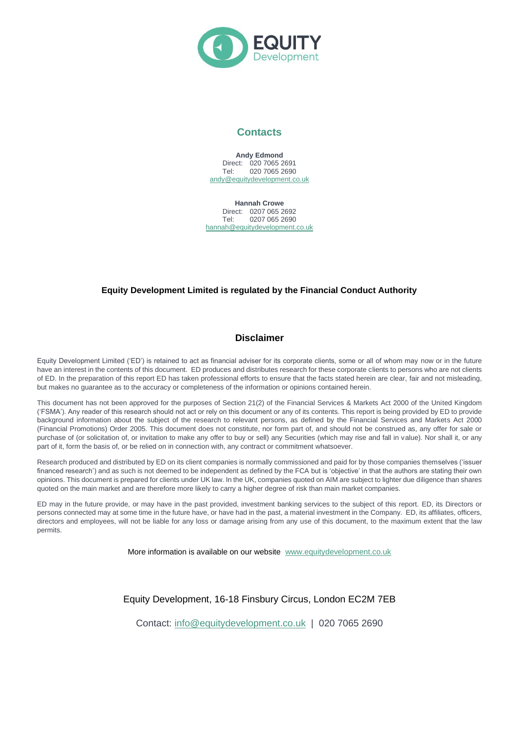EQUITY Development

## Contacts

**Andy Edmond**
Direct: 020 7065 2691
Tel: 020 7065 2690
andy@equitydevelopment.co.uk

**Hannah Crowe**
Direct: 0207 065 2692
Tel: 0207 065 2690
hannah@equitydevelopment.co.uk

**Equity Development Limited is regulated by the Financial Conduct Authority**

## Disclaimer

Equity Development Limited ('ED') is retained to act as financial adviser for its corporate clients, some or all of whom may now or in the future have an interest in the contents of this document. ED produces and distributes research for these corporate clients to persons who are not clients of ED. In the preparation of this report ED has taken professional efforts to ensure that the facts stated herein are clear, fair and not misleading, but makes no guarantee as to the accuracy or completeness of the information or opinions contained herein.

This document has not been approved for the purposes of Section 21(2) of the Financial Services & Markets Act 2000 of the United Kingdom ('FSMA'). Any reader of this research should not act or rely on this document or any of its contents. This report is being provided by ED to provide background information about the subject of the research to relevant persons, as defined by the Financial Services and Markets Act 2000 (Financial Promotions) Order 2005. This document does not constitute, nor form part of, and should not be construed as, any offer for sale or purchase of (or solicitation of, or invitation to make any offer to buy or sell) any Securities (which may rise and fall in value). Nor shall it, or any part of it, form the basis of, or be relied on in connection with, any contract or commitment whatsoever.

Research produced and distributed by ED on its client companies is normally commissioned and paid for by those companies themselves ('issuer financed research') and as such is not deemed to be independent as defined by the FCA but is 'objective' in that the authors are stating their own opinions. This document is prepared for clients under UK law. In the UK, companies quoted on AIM are subject to lighter due diligence than shares quoted on the main market and are therefore more likely to carry a higher degree of risk than main market companies.

ED may in the future provide, or may have in the past provided, investment banking services to the subject of this report. ED, its Directors or persons connected may at some time in the future have, or have had in the past, a material investment in the Company. ED, its affiliates, officers, directors and employees, will not be liable for any loss or damage arising from any use of this document, to the maximum extent that the law permits.

More information is available on our website www.equitydevelopment.co.uk

Equity Development, 16-18 Finsbury Circus, London EC2M 7EB

Contact: info@equitydevelopment.co.uk | 020 7065 2690